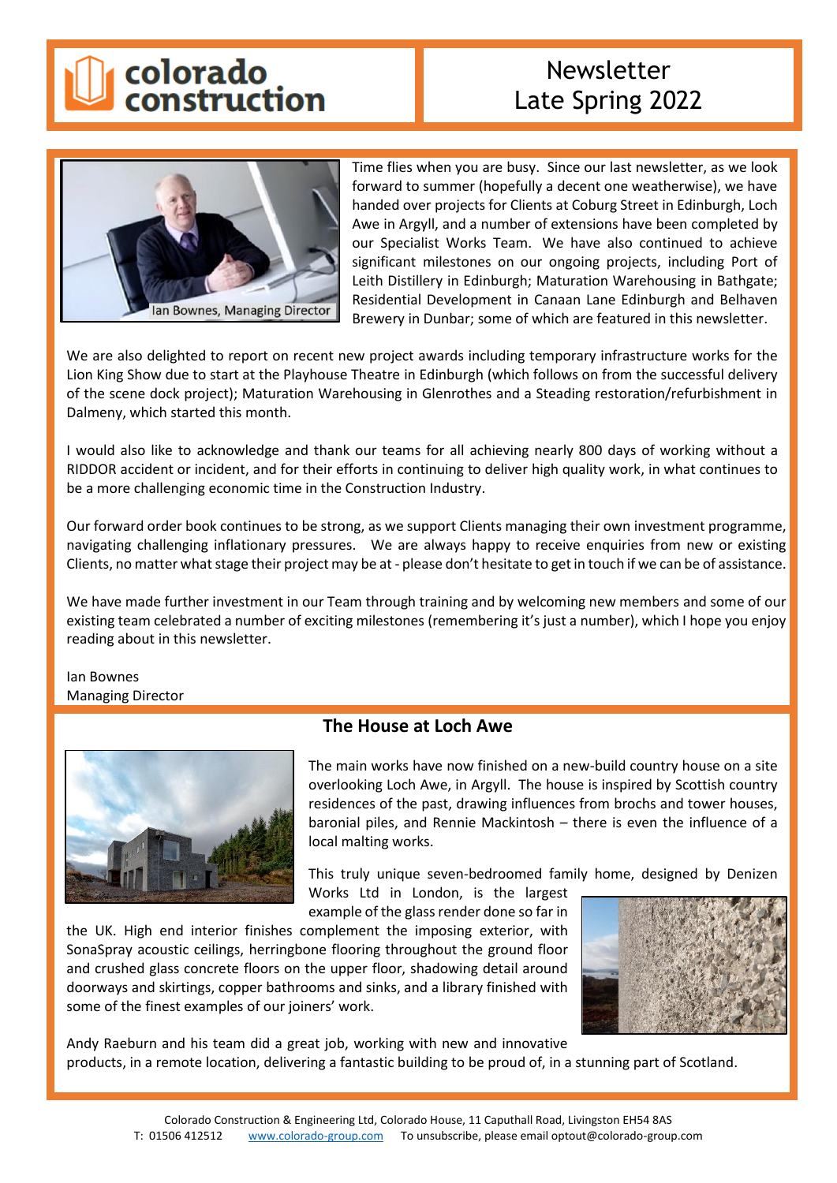# colorado construction

## Newsletter Late Spring 2022

Ian Bownes, Managing Director

Time flies when you are busy. Since our last newsletter, as we look forward to summer (hopefully a decent one weatherwise), we have handed over projects for Clients at Coburg Street in Edinburgh, Loch Awe in Argyll, and a number of extensions have been completed by our Specialist Works Team. We have also continued to achieve significant milestones on our ongoing projects, including Port of Leith Distillery in Edinburgh; Maturation Warehousing in Bathgate; Residential Development in Canaan Lane Edinburgh and Belhaven Brewery in Dunbar; some of which are featured in this newsletter.

We are also delighted to report on recent new project awards including temporary infrastructure works for the Lion King Show due to start at the Playhouse Theatre in Edinburgh (which follows on from the successful delivery of the scene dock project); Maturation Warehousing in Glenrothes and a Steading restoration/refurbishment in Dalmeny, which started this month.

I would also like to acknowledge and thank our teams for all achieving nearly 800 days of working without a RIDDOR accident or incident, and for their efforts in continuing to deliver high quality work, in what continues to be a more challenging economic time in the Construction Industry.

Our forward order book continues to be strong, as we support Clients managing their own investment programme, navigating challenging inflationary pressures. We are always happy to receive enquiries from new or existing Clients, no matter what stage their project may be at - please don't hesitate to get in touch if we can be of assistance.

We have made further investment in our Team through training and by welcoming new members and some of our existing team celebrated a number of exciting milestones (remembering it's just a number), which I hope you enjoy reading about in this newsletter.

Ian Bownes  
Managing Director

## The House at Loch Awe

The main works have now finished on a new-build country house on a site overlooking Loch Awe, in Argyll. The house is inspired by Scottish country residences of the past, drawing influences from brochs and tower houses, baronial piles, and Rennie Mackintosh – there is even the influence of a local malting works.

This truly unique seven-bedroomed family home, designed by Denizen Works Ltd in London, is the largest example of the glass render done so far in the UK. High end interior finishes complement the imposing exterior, with SonaSpray acoustic ceilings, herringbone flooring throughout the ground floor and crushed glass concrete floors on the upper floor, shadowing detail around doorways and skirtings, copper bathrooms and sinks, and a library finished with some of the finest examples of our joiners' work.

Andy Raeburn and his team did a great job, working with new and innovative products, in a remote location, delivering a fantastic building to be proud of, in a stunning part of Scotland.

Colorado Construction & Engineering Ltd, Colorado House, 11 Caputhall Road, Livingston EH54 8AS  
T: 01506 412512 www.colorado-group.com To unsubscribe, please email optout@colorado-group.com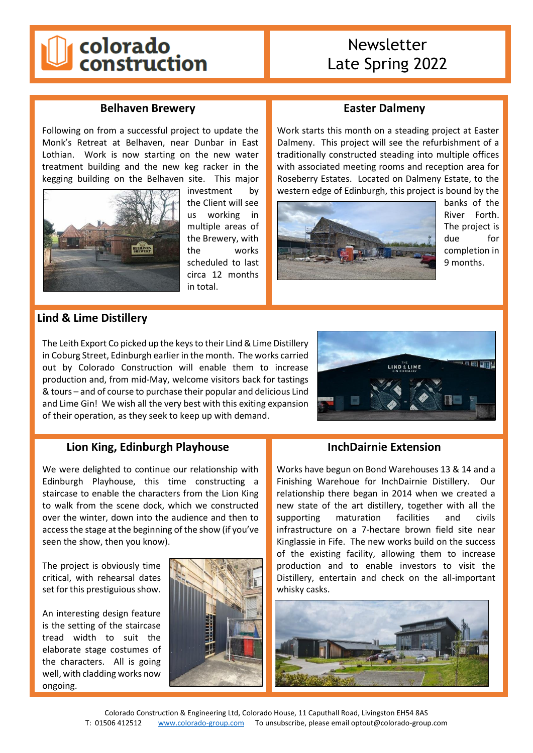# colorado construction

## Newsletter Late Spring 2022

### Belhaven Brewery

Following on from a successful project to update the Monk's Retreat at Belhaven, near Dunbar in East Lothian. Work is now starting on the new water treatment building and the new keg racker in the kegging building on the Belhaven site. This major investment by the Client will see us working in multiple areas of the Brewery, with the works scheduled to last circa 12 months in total.

### Easter Dalmeny

Work starts this month on a steading project at Easter Dalmeny. This project will see the refurbishment of a traditionally constructed steading into multiple offices with associated meeting rooms and reception area for Roseberry Estates. Located on Dalmeny Estate, to the western edge of Edinburgh, this project is bound by the banks of the River Forth. The project is due for completion in 9 months.

### Lind & Lime Distillery

The Leith Export Co picked up the keys to their Lind & Lime Distillery in Coburg Street, Edinburgh earlier in the month. The works carried out by Colorado Construction will enable them to increase production and, from mid-May, welcome visitors back for tastings & tours – and of course to purchase their popular and delicious Lind and Lime Gin! We wish all the very best with this exiting expansion of their operation, as they seek to keep up with demand.

### Lion King, Edinburgh Playhouse

We were delighted to continue our relationship with Edinburgh Playhouse, this time constructing a staircase to enable the characters from the Lion King to walk from the scene dock, which we constructed over the winter, down into the audience and then to access the stage at the beginning of the show (if you've seen the show, then you know).

The project is obviously time critical, with rehearsal dates set for this prestigiuous show.

An interesting design feature is the setting of the staircase tread width to suit the elaborate stage costumes of the characters. All is going well, with cladding works now ongoing.

### InchDairnie Extension

Works have begun on Bond Warehouses 13 & 14 and a Finishing Warehoue for InchDairnie Distillery. Our relationship there began in 2014 when we created a new state of the art distillery, together with all the supporting maturation facilities and civils infrastructure on a 7-hectare brown field site near Kinglassie in Fife. The new works build on the success of the existing facility, allowing them to increase production and to enable investors to visit the Distillery, entertain and check on the all-important whisky casks.

Colorado Construction & Engineering Ltd, Colorado House, 11 Caputhall Road, Livingston EH54 8AS
T: 01506 412512 www.colorado-group.com To unsubscribe, please email optout@colorado-group.com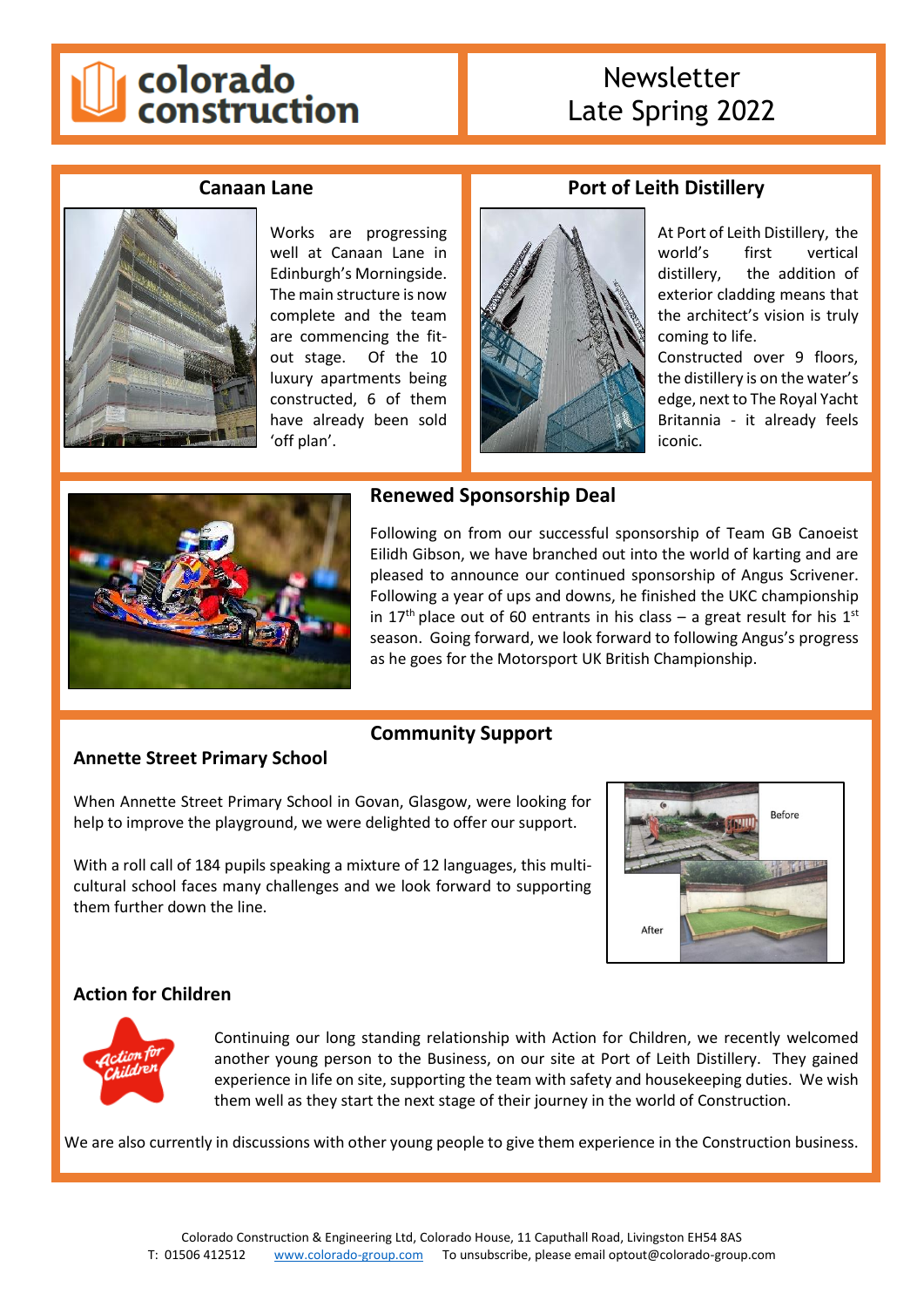# colorado construction

# Newsletter Late Spring 2022

## Canaan Lane

Works are progressing well at Canaan Lane in Edinburgh's Morningside. The main structure is now complete and the team are commencing the fit-out stage. Of the 10 luxury apartments being constructed, 6 of them have already been sold 'off plan'.

## Port of Leith Distillery

At Port of Leith Distillery, the world's first vertical distillery, the addition of exterior cladding means that the architect's vision is truly coming to life.

Constructed over 9 floors, the distillery is on the water's edge, next to The Royal Yacht Britannia - it already feels iconic.

## Renewed Sponsorship Deal

Following on from our successful sponsorship of Team GB Canoeist Eilidh Gibson, we have branched out into the world of karting and are pleased to announce our continued sponsorship of Angus Scrivener. Following a year of ups and downs, he finished the UKC championship in 17th place out of 60 entrants in his class – a great result for his 1st season. Going forward, we look forward to following Angus's progress as he goes for the Motorsport UK British Championship.

## Community Support

### Annette Street Primary School

When Annette Street Primary School in Govan, Glasgow, were looking for help to improve the playground, we were delighted to offer our support.

With a roll call of 184 pupils speaking a mixture of 12 languages, this multi-cultural school faces many challenges and we look forward to supporting them further down the line.

Before

After

### Action for Children

Continuing our long standing relationship with Action for Children, we recently welcomed another young person to the Business, on our site at Port of Leith Distillery. They gained experience in life on site, supporting the team with safety and housekeeping duties. We wish them well as they start the next stage of their journey in the world of Construction.

We are also currently in discussions with other young people to give them experience in the Construction business.

Colorado Construction & Engineering Ltd, Colorado House, 11 Caputhall Road, Livingston EH54 8AS
T: 01506 412512 www.colorado-group.com To unsubscribe, please email optout@colorado-group.com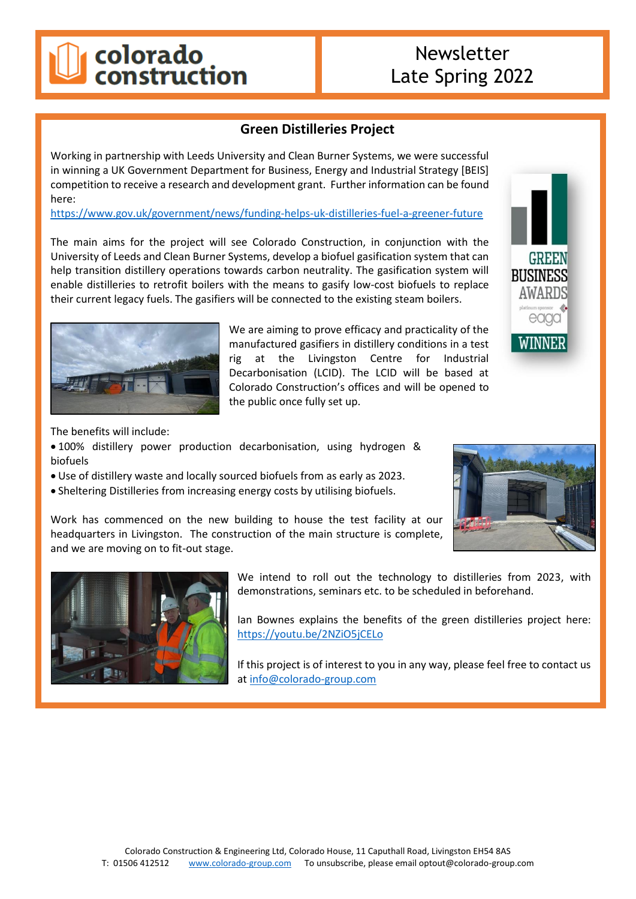colorado construction

Newsletter
Late Spring 2022

## Green Distilleries Project

Working in partnership with Leeds University and Clean Burner Systems, we were successful in winning a UK Government Department for Business, Energy and Industrial Strategy [BEIS] competition to receive a research and development grant. Further information can be found here:
https://www.gov.uk/government/news/funding-helps-uk-distilleries-fuel-a-greener-future

The main aims for the project will see Colorado Construction, in conjunction with the University of Leeds and Clean Burner Systems, develop a biofuel gasification system that can help transition distillery operations towards carbon neutrality. The gasification system will enable distilleries to retrofit boilers with the means to gasify low-cost biofuels to replace their current legacy fuels. The gasifiers will be connected to the existing steam boilers.

GREEN BUSINESS AWARDS
platinum sponsor eaga
WINNER

We are aiming to prove efficacy and practicality of the manufactured gasifiers in distillery conditions in a test rig at the Livingston Centre for Industrial Decarbonisation (LCID). The LCID will be based at Colorado Construction's offices and will be opened to the public once fully set up.

The benefits will include:

- 100% distillery power production decarbonisation, using hydrogen & biofuels
- Use of distillery waste and locally sourced biofuels from as early as 2023.
- Sheltering Distilleries from increasing energy costs by utilising biofuels.

Work has commenced on the new building to house the test facility at our headquarters in Livingston. The construction of the main structure is complete, and we are moving on to fit-out stage.

We intend to roll out the technology to distilleries from 2023, with demonstrations, seminars etc. to be scheduled in beforehand.

Ian Bownes explains the benefits of the green distilleries project here: https://youtu.be/2NZiO5jCELo

If this project is of interest to you in any way, please feel free to contact us at info@colorado-group.com

Colorado Construction & Engineering Ltd, Colorado House, 11 Caputhall Road, Livingston EH54 8AS
T: 01506 412512 www.colorado-group.com To unsubscribe, please email optout@colorado-group.com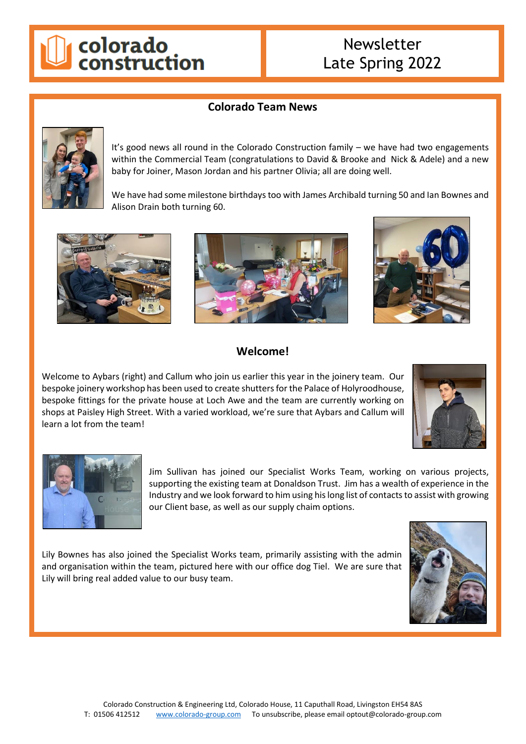# colorado construction

## Newsletter
## Late Spring 2022

### Colorado Team News

It's good news all round in the Colorado Construction family – we have had two engagements within the Commercial Team (congratulations to David & Brooke and Nick & Adele) and a new baby for Joiner, Mason Jordan and his partner Olivia; all are doing well.

We have had some milestone birthdays too with James Archibald turning 50 and Ian Bownes and Alison Drain both turning 60.

### Welcome!

Welcome to Aybars (right) and Callum who join us earlier this year in the joinery team. Our bespoke joinery workshop has been used to create shutters for the Palace of Holyroodhouse, bespoke fittings for the private house at Loch Awe and the team are currently working on shops at Paisley High Street. With a varied workload, we're sure that Aybars and Callum will learn a lot from the team!

Jim Sullivan has joined our Specialist Works Team, working on various projects, supporting the existing team at Donaldson Trust. Jim has a wealth of experience in the Industry and we look forward to him using his long list of contacts to assist with growing our Client base, as well as our supply chaim options.

Lily Bownes has also joined the Specialist Works team, primarily assisting with the admin and organisation within the team, pictured here with our office dog Tiel. We are sure that Lily will bring real added value to our busy team.

Colorado Construction & Engineering Ltd, Colorado House, 11 Caputhall Road, Livingston EH54 8AS
T: 01506 412512 www.colorado-group.com To unsubscribe, please email optout@colorado-group.com